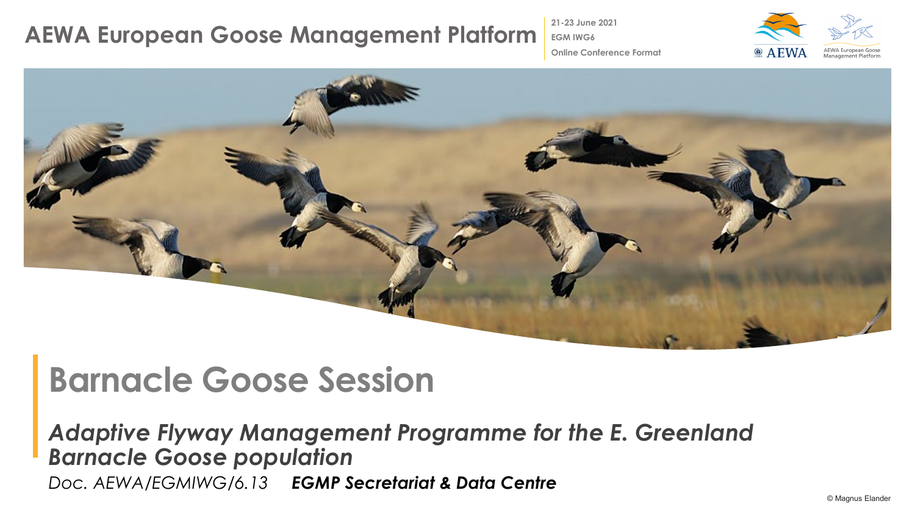# AEWA European Goose Management Platform

**21-23 June 2021**
**EGM IWG6**
**Online Conference Format**

AEWA

AEWA European Goose Management Platform

## Barnacle Goose Session

***Adaptive Flyway Management Programme for the E. Greenland Barnacle Goose population***

*Doc. AEWA/EGMIWG/6.13* ***EGMP Secretariat & Data Centre***

© Magnus Elander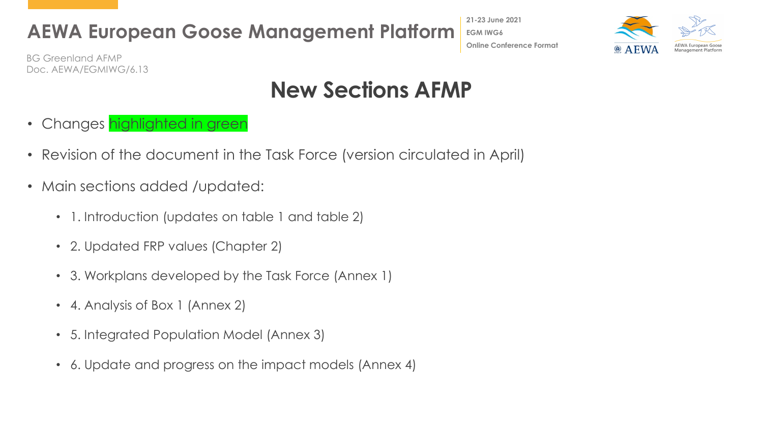# New Sections AFMP

- Changes highlighted in green
- Revision of the document in the Task Force (version circulated in April)
- Main sections added /updated:
  - 1. Introduction (updates on table 1 and table 2)
  - 2. Updated FRP values (Chapter 2)
  - 3. Workplans developed by the Task Force (Annex 1)
  - 4. Analysis of Box 1 (Annex 2)
  - 5. Integrated Population Model (Annex 3)
  - 6. Update and progress on the impact models (Annex 4)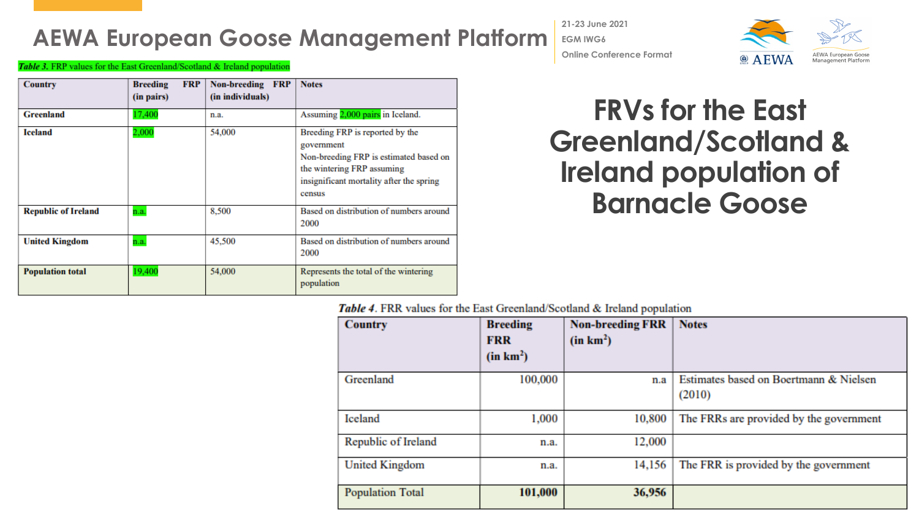# FRVs for the East Greenland/Scotland & Ireland population of Barnacle Goose

*Table 3.* FRP values for the East Greenland/Scotland & Ireland population

| Country | Breeding FRP (in pairs) | Non-breeding FRP (in individuals) | Notes |
|---|---|---|---|
| Greenland | 17,400 | n.a. | Assuming 2,000 pairs in Iceland. |
| Iceland | 2,000 | 54,000 | Breeding FRP is reported by the government. Non-breeding FRP is estimated based on the wintering FRP assuming insignificant mortality after the spring census |
| Republic of Ireland | n.a. | 8,500 | Based on distribution of numbers around 2000 |
| United Kingdom | n.a. | 45,500 | Based on distribution of numbers around 2000 |
| Population total | 19,400 | 54,000 | Represents the total of the wintering population |

*Table 4*. FRR values for the East Greenland/Scotland & Ireland population

| Country | Breeding FRR (in km$^2$) | Non-breeding FRR (in km$^2$) | Notes |
|---|---|---|---|
| Greenland | 100,000 | n.a | Estimates based on Boertmann & Nielsen (2010) |
| Iceland | 1,000 | 10,800 | The FRRs are provided by the government |
| Republic of Ireland | n.a. | 12,000 | |
| United Kingdom | n.a. | 14,156 | The FRR is provided by the government |
| Population Total | **101,000** | **36,956** | |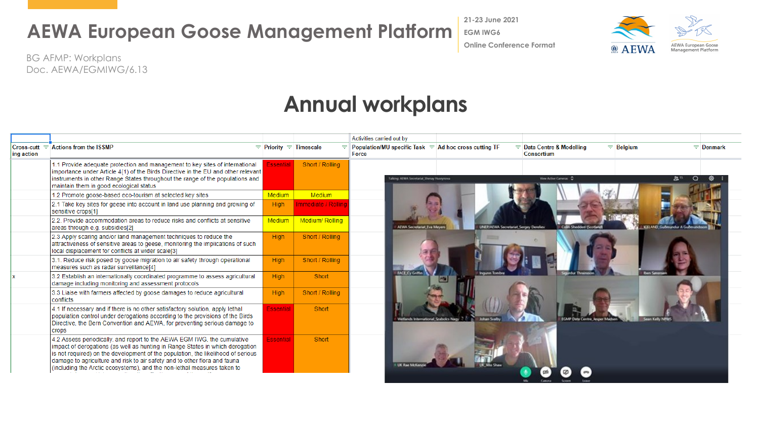# AEWA European Goose Management Platform

BG AFMP: Workplans
Doc. AEWA/EGMIWG/6.13

21-23 June 2021
EGM IWG6
Online Conference Format

## Annual workplans

| Cross-cutting action | Actions from the ISSMP | Priority | Timescale | Activities carried out by Population/MU specific Task Force | Ad hoc cross cutting TF | Data Centre & Modelling Consortium | Belgium | Denmark |
|---|---|---|---|---|---|---|---|---|
| | 1.1 Provide adequate protection and management to key sites of international importance under Article 4(1) of the Birds Directive in the EU and other relevant instruments in other Range States throughout the range of the populations and maintain them in good ecological status | Essential | Short / Rolling | | | | | |
| | 1.2 Promote goose-based eco-tourism at selected key sites | Medium | Medium | | | | | |
| | 2.1 Take key sites for geese into account in land use planning and growing of sensitive crops[1] | High | Immediate / Rolling | | | | | |
| | 2.2. Provide accommodation areas to reduce risks and conflicts at sensitive areas through e.g. subsidies[2] | Medium | Medium/ Rolling | | | | | |
| | 2.3 Apply scaring and/or land management techniques to reduce the attractiveness of sensitive areas to geese, monitoring the implications of such local displacement for conflicts at wider scale[3] | High | Short / Rolling | | | | | |
| | 3.1. Reduce risk posed by goose migration to air safety through operational measures such as radar surveillance[4] | High | Short / Rolling | | | | | |
| x | 3.2 Establish an internationally coordinated programme to assess agricultural damage including monitoring and assessment protocols | High | Short | | | | | |
| | 3.3 Liaise with farmers affected by goose damages to reduce agricultural conflicts | High | Short / Rolling | | | | | |
| | 4.1 If necessary and if there is no other satisfactory solution, apply lethal population control under derogations according to the provisions of the Birds Directive, the Bern Convention and AEWA, for preventing serious damage to crops | Essential | Short | | | | | |
| | 4.2 Assess periodically, and report to the AEWA EGM IWG, the cumulative impact of derogations (as well as hunting in Range States in which derogation is not required) on the development of the population, the likelihood of serious damage to agriculture and risk to air safety and to other flora and fauna (including the Arctic ecosystems), and the non-lethal measures taken to | Essential | Short | | | | | |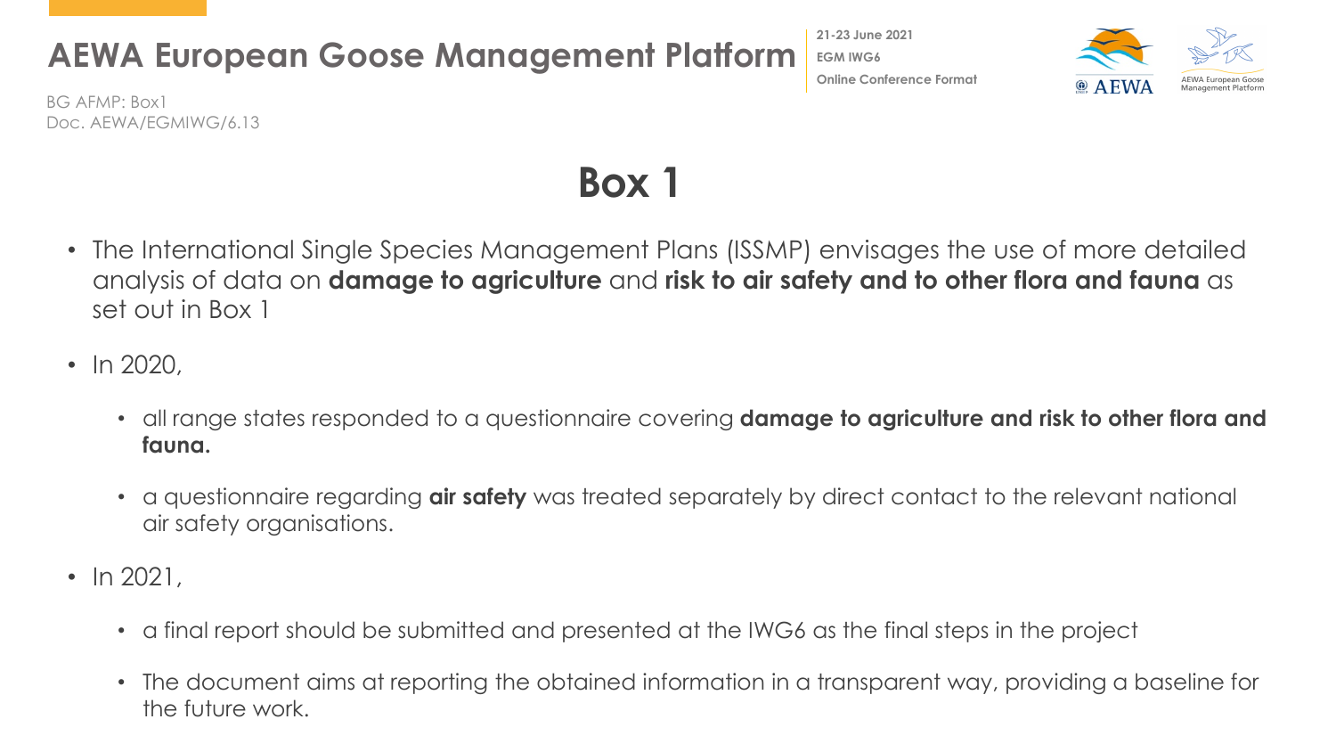# Box 1

- The International Single Species Management Plans (ISSMP) envisages the use of more detailed analysis of data on **damage to agriculture** and **risk to air safety and to other flora and fauna** as set out in Box 1
- In 2020,
  - all range states responded to a questionnaire covering **damage to agriculture and risk to other flora and fauna.**
  - a questionnaire regarding **air safety** was treated separately by direct contact to the relevant national air safety organisations.
- In 2021,
  - a final report should be submitted and presented at the IWG6 as the final steps in the project
  - The document aims at reporting the obtained information in a transparent way, providing a baseline for the future work.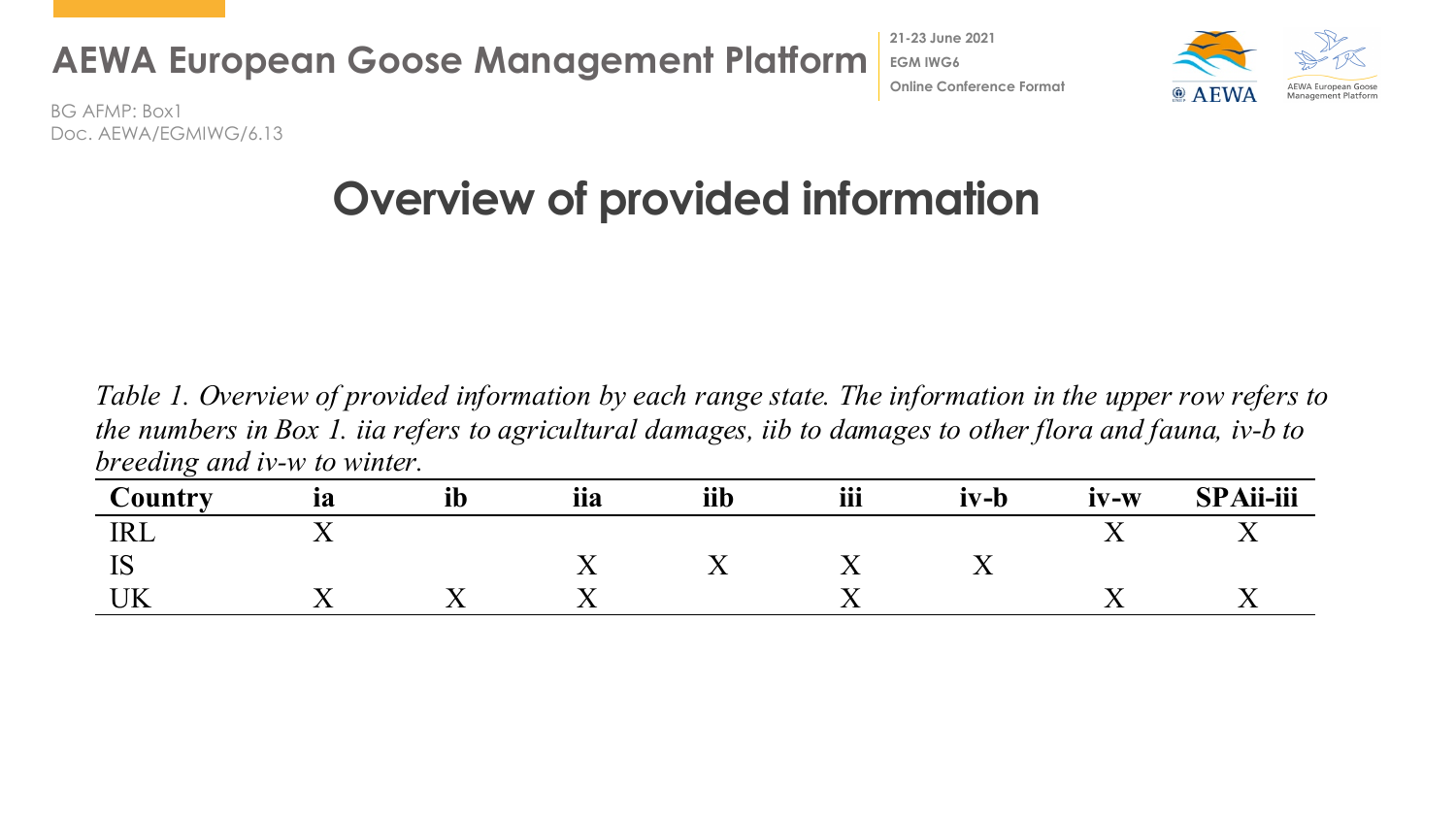# Overview of provided information

*Table 1. Overview of provided information by each range state. The information in the upper row refers to the numbers in Box 1. iia refers to agricultural damages, iib to damages to other flora and fauna, iv-b to breeding and iv-w to winter.*

| Country | ia | ib | iia | iib | iii | iv-b | iv-w | SPAii-iii |
|---|---|---|---|---|---|---|---|---|
| IRL | X | | | | | | X | X |
| IS | | | X | X | X | X | | |
| UK | X | X | X | | X | | X | X |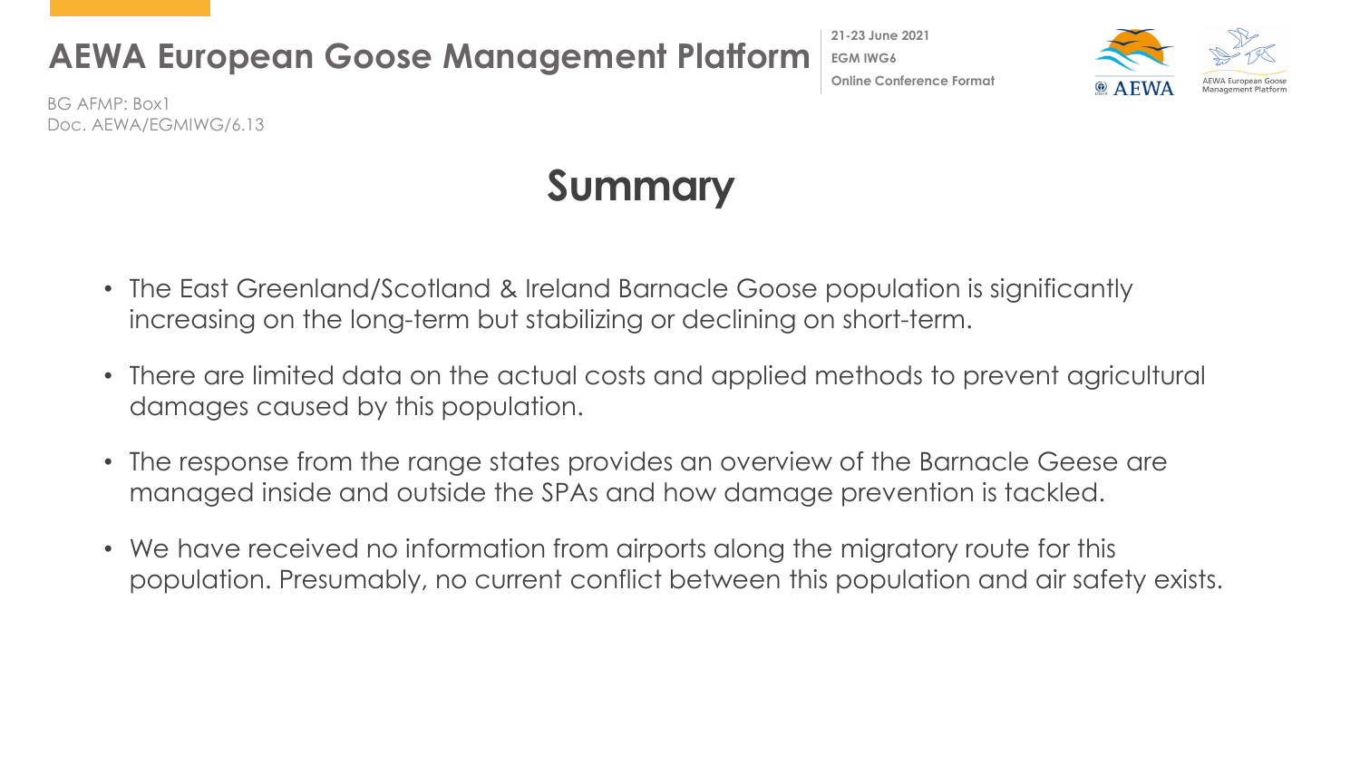# Summary

- The East Greenland/Scotland & Ireland Barnacle Goose population is significantly increasing on the long-term but stabilizing or declining on short-term.
- There are limited data on the actual costs and applied methods to prevent agricultural damages caused by this population.
- The response from the range states provides an overview of the Barnacle Geese are managed inside and outside the SPAs and how damage prevention is tackled.
- We have received no information from airports along the migratory route for this population. Presumably, no current conflict between this population and air safety exists.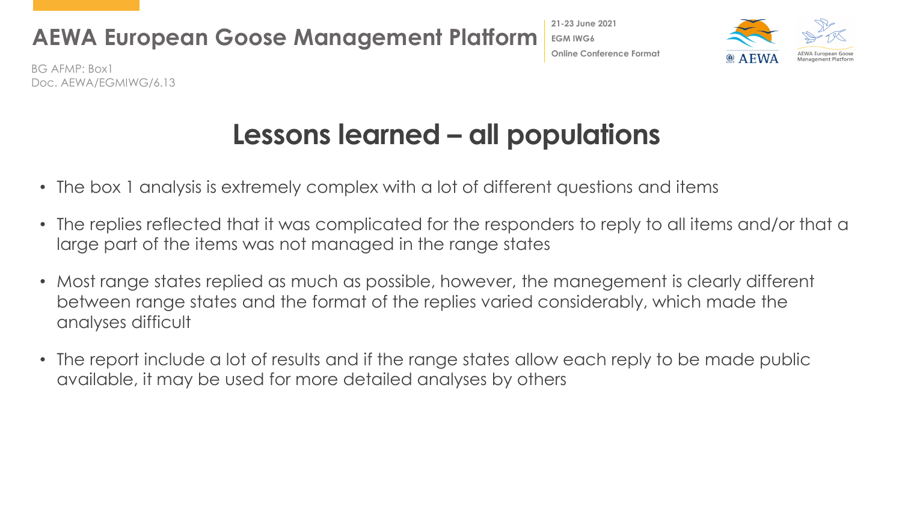BG AFMP: Box1
Doc. AEWA/EGMIWG/6.13

# Lessons learned – all populations

- The box 1 analysis is extremely complex with a lot of different questions and items
- The replies reflected that it was complicated for the responders to reply to all items and/or that a large part of the items was not managed in the range states
- Most range states replied as much as possible, however, the manegement is clearly different between range states and the format of the replies varied considerably, which made the analyses difficult
- The report include a lot of results and if the range states allow each reply to be made public available, it may be used for more detailed analyses by others